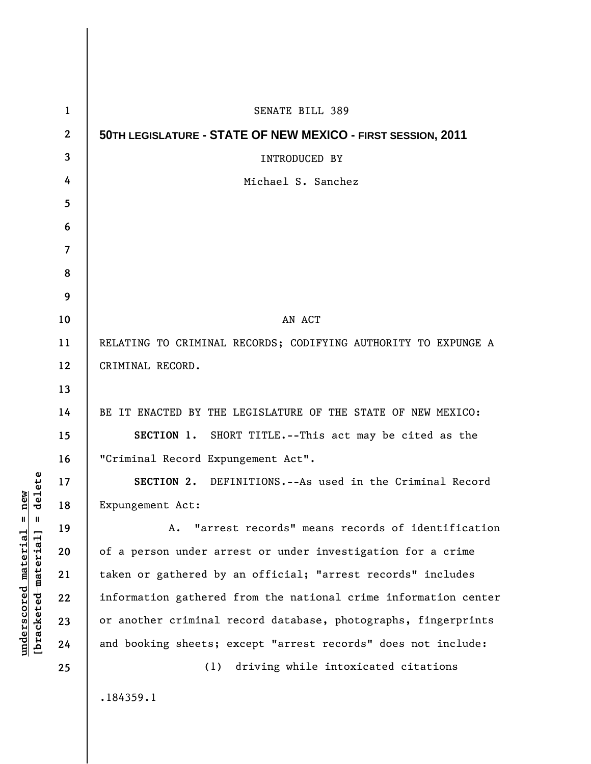SENATE BILL 389

**50TH LEGISLATURE - STATE OF NEW MEXICO - FIRST SESSION, 2011**

INTRODUCED BY

Michael S. Sanchez

AN ACT

RELATING TO CRIMINAL RECORDS; CODIFYING AUTHORITY TO EXPUNGE A CRIMINAL RECORD.

BE IT ENACTED BY THE LEGISLATURE OF THE STATE OF NEW MEXICO:

**SECTION 1.** SHORT TITLE.--This act may be cited as the "Criminal Record Expungement Act".

**SECTION 2.** DEFINITIONS.--As used in the Criminal Record Expungement Act:

A. "arrest records" means records of identification of a person under arrest or under investigation for a crime taken or gathered by an official; "arrest records" includes information gathered from the national crime information center or another criminal record database, photographs, fingerprints and booking sheets; except "arrest records" does not include:

(1) driving while intoxicated citations

.184359.1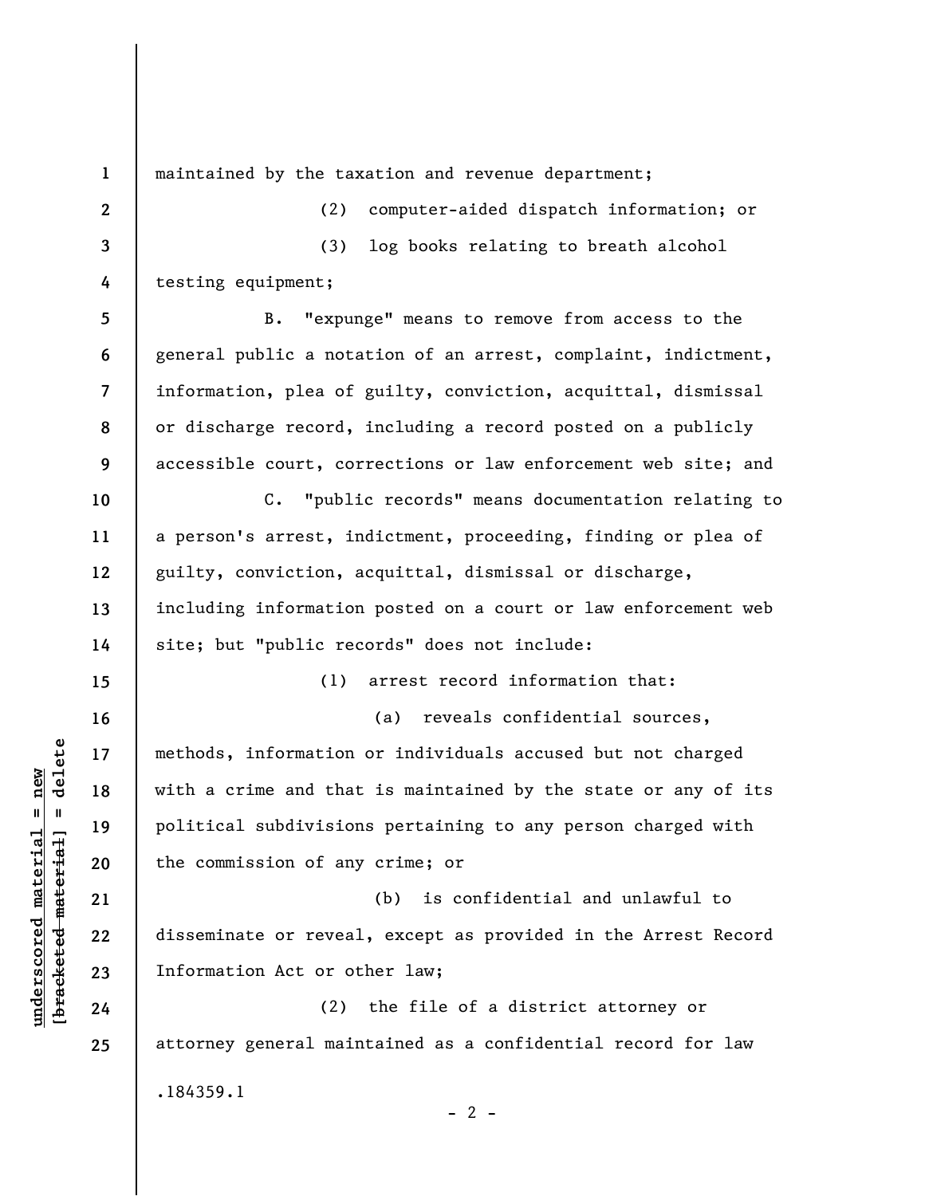maintained by the taxation and revenue department;

(2) computer-aided dispatch information; or

(3) log books relating to breath alcohol testing equipment;

B. "expunge" means to remove from access to the general public a notation of an arrest, complaint, indictment, information, plea of guilty, conviction, acquittal, dismissal or discharge record, including a record posted on a publicly accessible court, corrections or law enforcement web site; and

C. "public records" means documentation relating to a person's arrest, indictment, proceeding, finding or plea of guilty, conviction, acquittal, dismissal or discharge, including information posted on a court or law enforcement web site; but "public records" does not include:

(1) arrest record information that:

(a) reveals confidential sources, methods, information or individuals accused but not charged with a crime and that is maintained by the state or any of its political subdivisions pertaining to any person charged with the commission of any crime; or

(b) is confidential and unlawful to disseminate or reveal, except as provided in the Arrest Record Information Act or other law;

(2) the file of a district attorney or attorney general maintained as a confidential record for law

.184359.1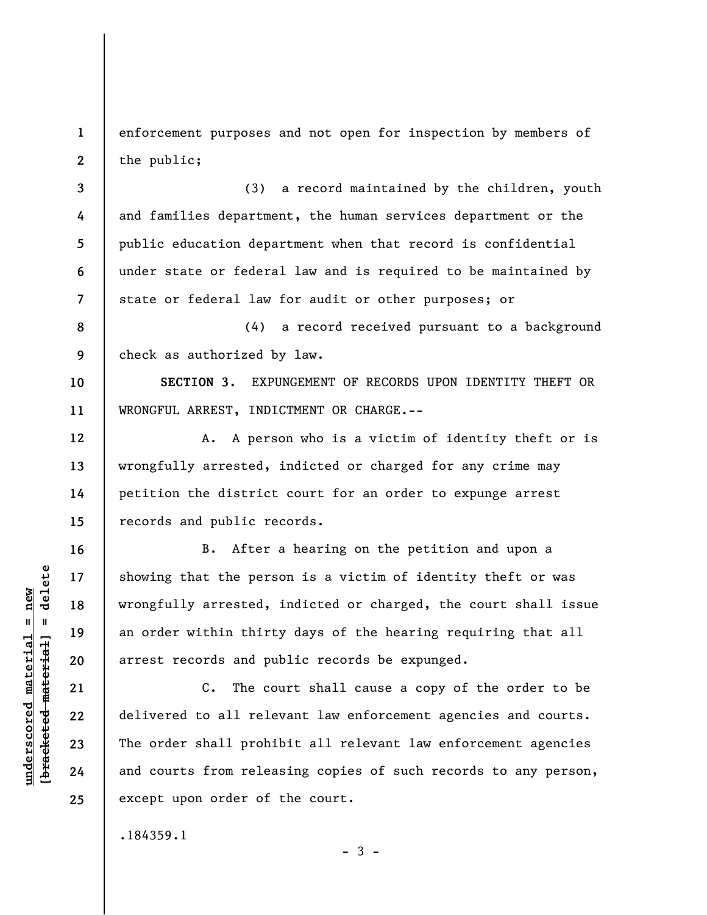enforcement purposes and not open for inspection by members of the public;

(3) a record maintained by the children, youth and families department, the human services department or the public education department when that record is confidential under state or federal law and is required to be maintained by state or federal law for audit or other purposes; or

(4) a record received pursuant to a background check as authorized by law.

**SECTION 3.** EXPUNGEMENT OF RECORDS UPON IDENTITY THEFT OR WRONGFUL ARREST, INDICTMENT OR CHARGE.--

A. A person who is a victim of identity theft or is wrongfully arrested, indicted or charged for any crime may petition the district court for an order to expunge arrest records and public records.

B. After a hearing on the petition and upon a showing that the person is a victim of identity theft or was wrongfully arrested, indicted or charged, the court shall issue an order within thirty days of the hearing requiring that all arrest records and public records be expunged.

C. The court shall cause a copy of the order to be delivered to all relevant law enforcement agencies and courts. The order shall prohibit all relevant law enforcement agencies and courts from releasing copies of such records to any person, except upon order of the court.

.184359.1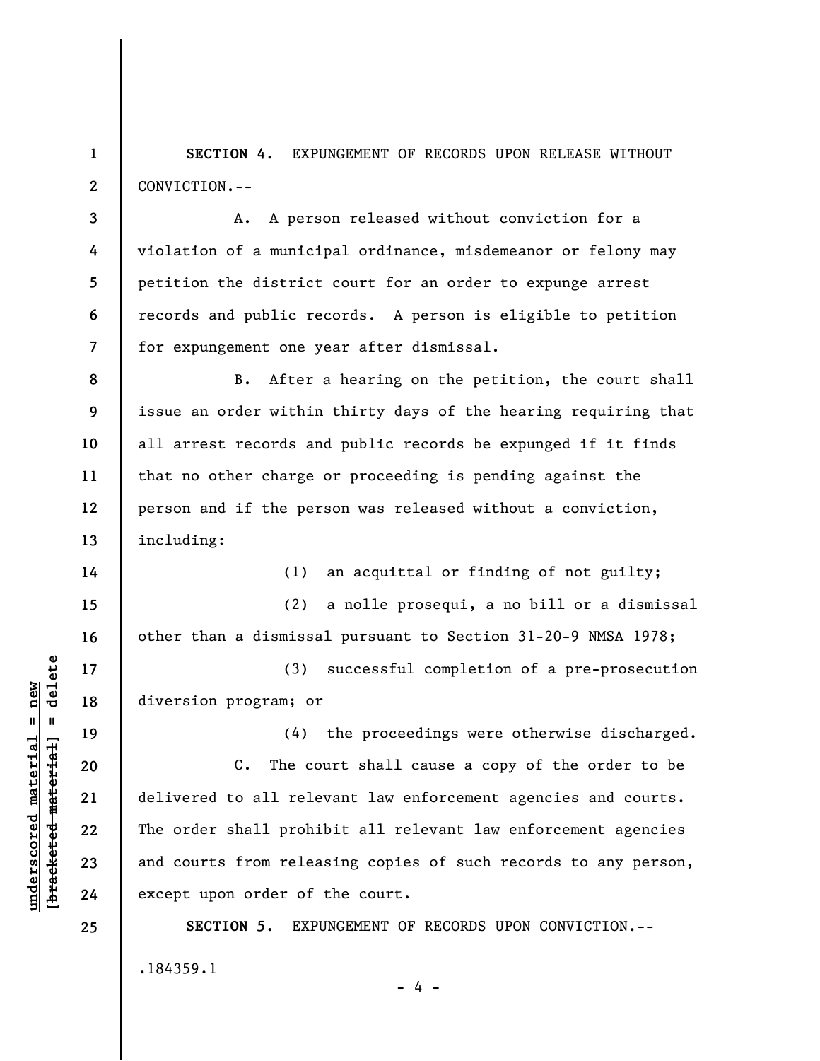**SECTION 4.** EXPUNGEMENT OF RECORDS UPON RELEASE WITHOUT CONVICTION.--

A. A person released without conviction for a violation of a municipal ordinance, misdemeanor or felony may petition the district court for an order to expunge arrest records and public records. A person is eligible to petition for expungement one year after dismissal.

B. After a hearing on the petition, the court shall issue an order within thirty days of the hearing requiring that all arrest records and public records be expunged if it finds that no other charge or proceeding is pending against the person and if the person was released without a conviction, including:

(1) an acquittal or finding of not guilty;

(2) a nolle prosequi, a no bill or a dismissal other than a dismissal pursuant to Section 31-20-9 NMSA 1978;

(3) successful completion of a pre-prosecution diversion program; or

(4) the proceedings were otherwise discharged.

C. The court shall cause a copy of the order to be delivered to all relevant law enforcement agencies and courts. The order shall prohibit all relevant law enforcement agencies and courts from releasing copies of such records to any person, except upon order of the court.

**SECTION 5.** EXPUNGEMENT OF RECORDS UPON CONVICTION.--

.184359.1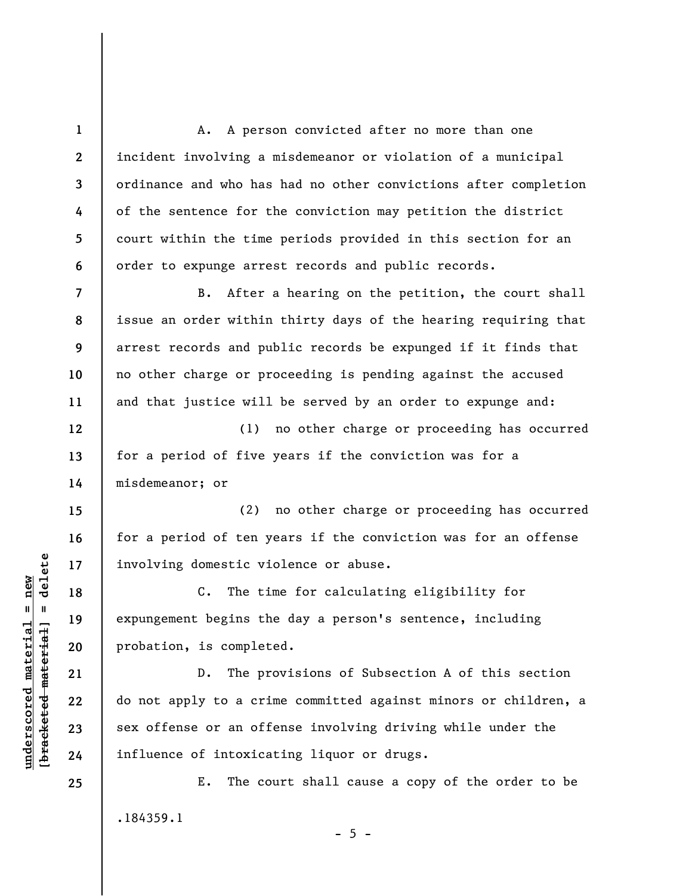A. A person convicted after no more than one incident involving a misdemeanor or violation of a municipal ordinance and who has had no other convictions after completion of the sentence for the conviction may petition the district court within the time periods provided in this section for an order to expunge arrest records and public records.

B. After a hearing on the petition, the court shall issue an order within thirty days of the hearing requiring that arrest records and public records be expunged if it finds that no other charge or proceeding is pending against the accused and that justice will be served by an order to expunge and:

(1) no other charge or proceeding has occurred for a period of five years if the conviction was for a misdemeanor; or

(2) no other charge or proceeding has occurred for a period of ten years if the conviction was for an offense involving domestic violence or abuse.

C. The time for calculating eligibility for expungement begins the day a person's sentence, including probation, is completed.

D. The provisions of Subsection A of this section do not apply to a crime committed against minors or children, a sex offense or an offense involving driving while under the influence of intoxicating liquor or drugs.

E. The court shall cause a copy of the order to be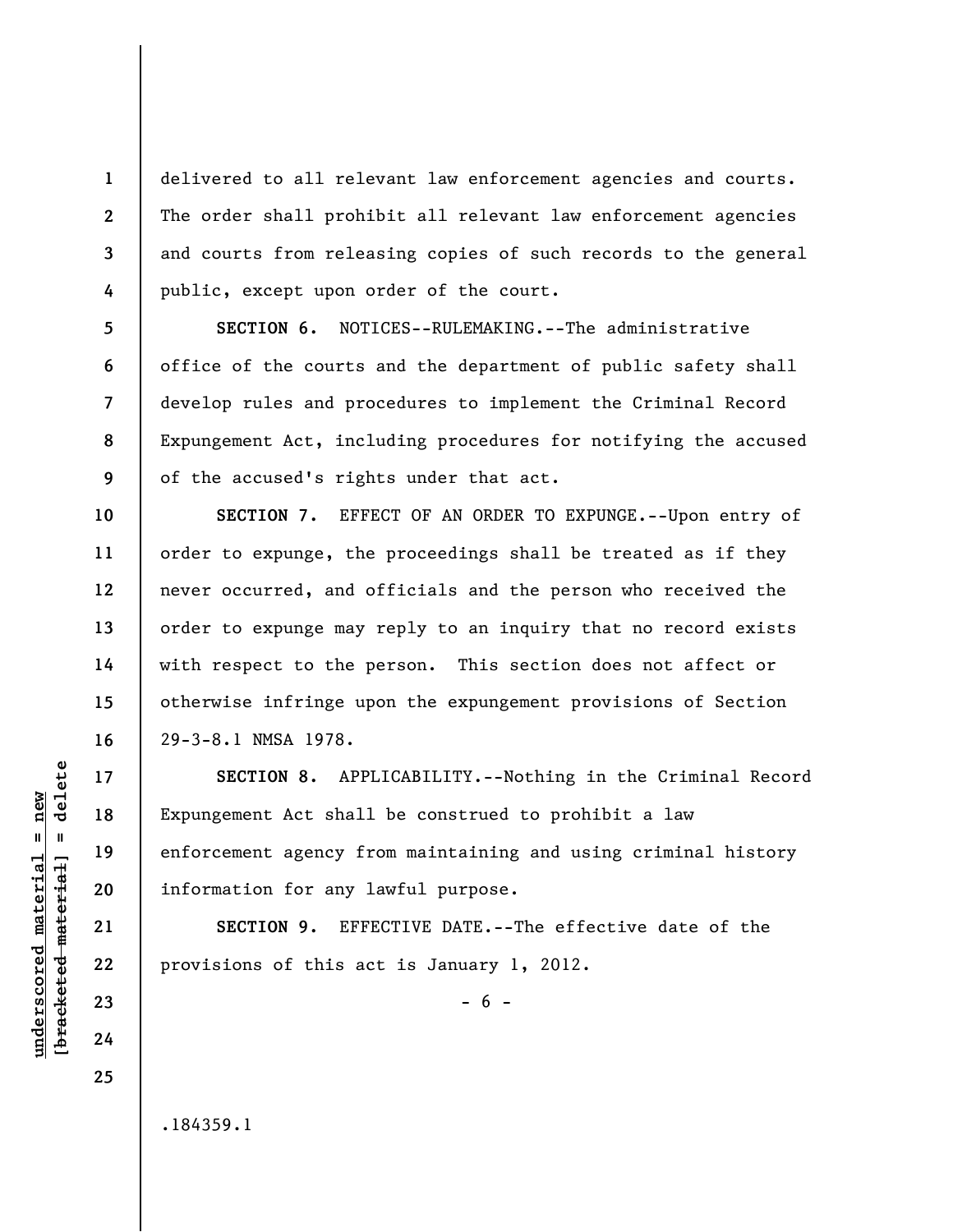delivered to all relevant law enforcement agencies and courts. The order shall prohibit all relevant law enforcement agencies and courts from releasing copies of such records to the general public, except upon order of the court.

**SECTION 6.** NOTICES--RULEMAKING.--The administrative office of the courts and the department of public safety shall develop rules and procedures to implement the Criminal Record Expungement Act, including procedures for notifying the accused of the accused's rights under that act.

**SECTION 7.** EFFECT OF AN ORDER TO EXPUNGE.--Upon entry of order to expunge, the proceedings shall be treated as if they never occurred, and officials and the person who received the order to expunge may reply to an inquiry that no record exists with respect to the person. This section does not affect or otherwise infringe upon the expungement provisions of Section 29-3-8.1 NMSA 1978.

**SECTION 8.** APPLICABILITY.--Nothing in the Criminal Record Expungement Act shall be construed to prohibit a law enforcement agency from maintaining and using criminal history information for any lawful purpose.

**SECTION 9.** EFFECTIVE DATE.--The effective date of the provisions of this act is January 1, 2012.

.184359.1